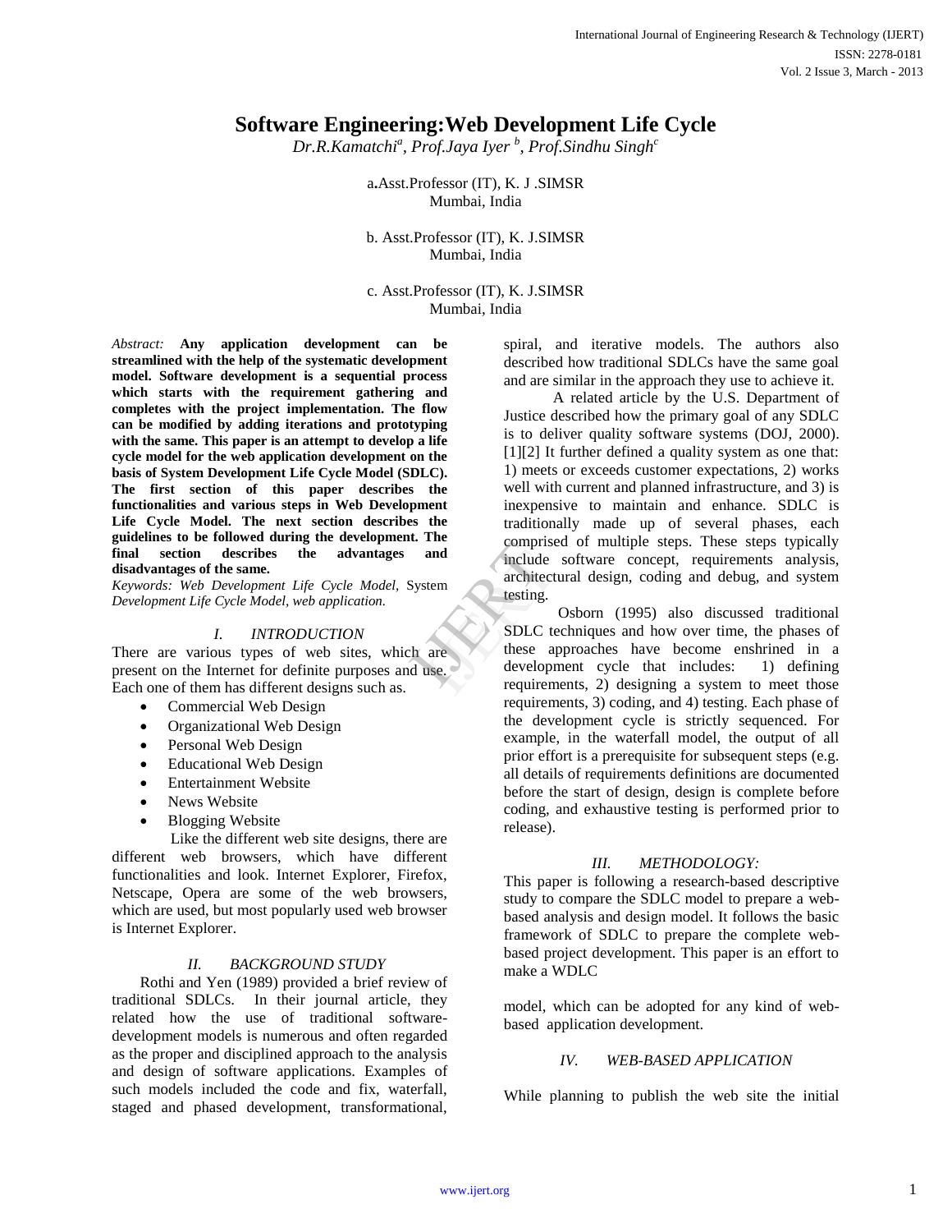# Software Engineering:Web Development Life Cycle

*Dr.R.Kamatchi[a], Prof.Jaya Iyer [b], Prof.Sindhu Singh[c]*

a.Asst.Professor (IT), K. J .SIMSR
Mumbai, India

b. Asst.Professor (IT), K. J.SIMSR
Mumbai, India

c. Asst.Professor (IT), K. J.SIMSR
Mumbai, India

*Abstract:* **Any application development can be streamlined with the help of the systematic development model. Software development is a sequential process which starts with the requirement gathering and completes with the project implementation. The flow can be modified by adding iterations and prototyping with the same. This paper is an attempt to develop a life cycle model for the web application development on the basis of System Development Life Cycle Model (SDLC). The first section of this paper describes the functionalities and various steps in Web Development Life Cycle Model. The next section describes the guidelines to be followed during the development. The final section describes the advantages and disadvantages of the same.**

*Keywords: Web Development Life Cycle Model,* System *Development Life Cycle Model, web application.*

## I. INTRODUCTION

There are various types of web sites, which are present on the Internet for definite purposes and use. Each one of them has different designs such as.

- Commercial Web Design
- Organizational Web Design
- Personal Web Design
- Educational Web Design
- Entertainment Website
- News Website
- Blogging Website

Like the different web site designs, there are different web browsers, which have different functionalities and look. Internet Explorer, Firefox, Netscape, Opera are some of the web browsers, which are used, but most popularly used web browser is Internet Explorer.

## II. BACKGROUND STUDY

Rothi and Yen (1989) provided a brief review of traditional SDLCs. In their journal article, they related how the use of traditional software-development models is numerous and often regarded as the proper and disciplined approach to the analysis and design of software applications. Examples of such models included the code and fix, waterfall, staged and phased development, transformational, spiral, and iterative models. The authors also described how traditional SDLCs have the same goal and are similar in the approach they use to achieve it.

A related article by the U.S. Department of Justice described how the primary goal of any SDLC is to deliver quality software systems (DOJ, 2000).[1][2] It further defined a quality system as one that: 1) meets or exceeds customer expectations, 2) works well with current and planned infrastructure, and 3) is inexpensive to maintain and enhance. SDLC is traditionally made up of several phases, each comprised of multiple steps. These steps typically include software concept, requirements analysis, architectural design, coding and debug, and system testing.

Osborn (1995) also discussed traditional SDLC techniques and how over time, the phases of these approaches have become enshrined in a development cycle that includes: 1) defining requirements, 2) designing a system to meet those requirements, 3) coding, and 4) testing. Each phase of the development cycle is strictly sequenced. For example, in the waterfall model, the output of all prior effort is a prerequisite for subsequent steps (e.g. all details of requirements definitions are documented before the start of design, design is complete before coding, and exhaustive testing is performed prior to release).

## III. METHODOLOGY:

This paper is following a research-based descriptive study to compare the SDLC model to prepare a web-based analysis and design model. It follows the basic framework of SDLC to prepare the complete web-based project development. This paper is an effort to make a WDLC

model, which can be adopted for any kind of web-based application development.

## IV. WEB-BASED APPLICATION

While planning to publish the web site the initial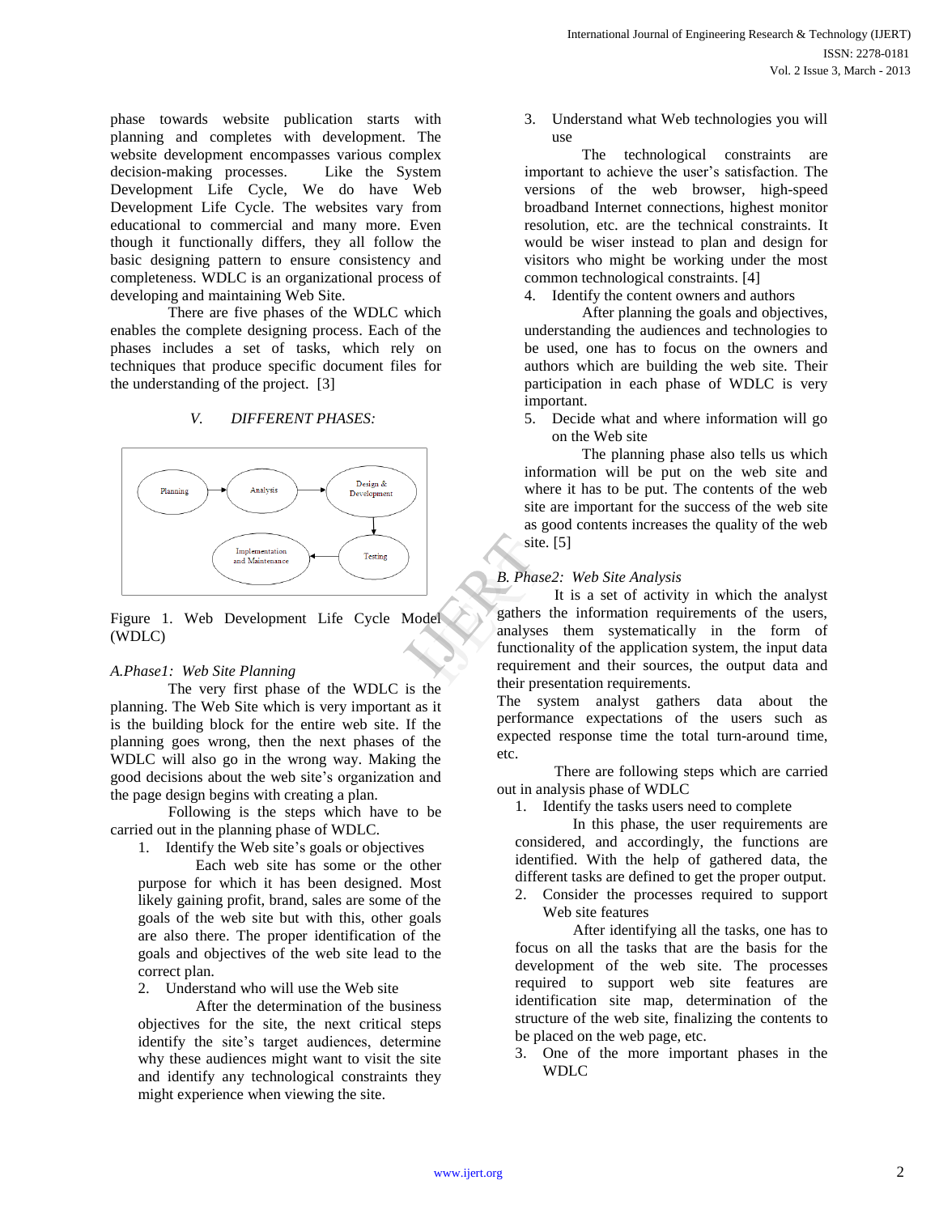phase towards website publication starts with planning and completes with development. The website development encompasses various complex decision-making processes. Like the System Development Life Cycle, We do have Web Development Life Cycle. The websites vary from educational to commercial and many more. Even though it functionally differs, they all follow the basic designing pattern to ensure consistency and completeness. WDLC is an organizational process of developing and maintaining Web Site.

There are five phases of the WDLC which enables the complete designing process. Each of the phases includes a set of tasks, which rely on techniques that produce specific document files for the understanding of the project. [3]

## V. *DIFFERENT PHASES:*

Planning → Analysis → Design & Development → Testing → Implementation and Maintenance

Figure 1. Web Development Life Cycle Model (WDLC)

### *A.Phase1: Web Site Planning*

The very first phase of the WDLC is the planning. The Web Site which is very important as it is the building block for the entire web site. If the planning goes wrong, then the next phases of the WDLC will also go in the wrong way. Making the good decisions about the web site's organization and the page design begins with creating a plan.

Following is the steps which have to be carried out in the planning phase of WDLC.

1. Identify the Web site's goals or objectives

   Each web site has some or the other purpose for which it has been designed. Most likely gaining profit, brand, sales are some of the goals of the web site but with this, other goals are also there. The proper identification of the goals and objectives of the web site lead to the correct plan.

2. Understand who will use the Web site

   After the determination of the business objectives for the site, the next critical steps identify the site's target audiences, determine why these audiences might want to visit the site and identify any technological constraints they might experience when viewing the site.

3. Understand what Web technologies you will use

   The technological constraints are important to achieve the user's satisfaction. The versions of the web browser, high-speed broadband Internet connections, highest monitor resolution, etc. are the technical constraints. It would be wiser instead to plan and design for visitors who might be working under the most common technological constraints. [4]

4. Identify the content owners and authors

   After planning the goals and objectives, understanding the audiences and technologies to be used, one has to focus on the owners and authors which are building the web site. Their participation in each phase of WDLC is very important.

5. Decide what and where information will go on the Web site

   The planning phase also tells us which information will be put on the web site and where it has to be put. The contents of the web site are important for the success of the web site as good contents increases the quality of the web site. [5]

### *B. Phase2: Web Site Analysis*

It is a set of activity in which the analyst gathers the information requirements of the users, analyses them systematically in the form of functionality of the application system, the input data requirement and their sources, the output data and their presentation requirements.

The system analyst gathers data about the performance expectations of the users such as expected response time the total turn-around time, etc.

There are following steps which are carried out in analysis phase of WDLC

1. Identify the tasks users need to complete

   In this phase, the user requirements are considered, and accordingly, the functions are identified. With the help of gathered data, the different tasks are defined to get the proper output.

2. Consider the processes required to support Web site features

   After identifying all the tasks, one has to focus on all the tasks that are the basis for the development of the web site. The processes required to support web site features are identification site map, determination of the structure of the web site, finalizing the contents to be placed on the web page, etc.

3. One of the more important phases in the WDLC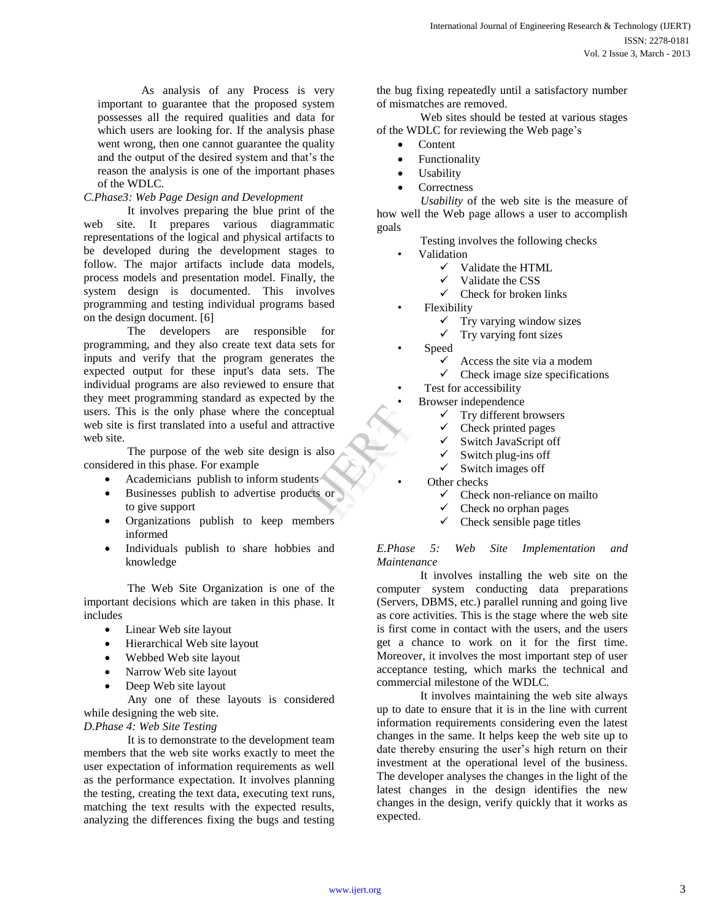As analysis of any Process is very important to guarantee that the proposed system possesses all the required qualities and data for which users are looking for. If the analysis phase went wrong, then one cannot guarantee the quality and the output of the desired system and that's the reason the analysis is one of the important phases of the WDLC.

*C.Phase3: Web Page Design and Development*

It involves preparing the blue print of the web site. It prepares various diagrammatic representations of the logical and physical artifacts to be developed during the development stages to follow. The major artifacts include data models, process models and presentation model. Finally, the system design is documented. This involves programming and testing individual programs based on the design document. [6]

The developers are responsible for programming, and they also create text data sets for inputs and verify that the program generates the expected output for these input's data sets. The individual programs are also reviewed to ensure that they meet programming standard as expected by the users. This is the only phase where the conceptual web site is first translated into a useful and attractive web site.

The purpose of the web site design is also considered in this phase. For example

- Academicians publish to inform students
- Businesses publish to advertise products or to give support
- Organizations publish to keep members informed
- Individuals publish to share hobbies and knowledge

The Web Site Organization is one of the important decisions which are taken in this phase. It includes

- Linear Web site layout
- Hierarchical Web site layout
- Webbed Web site layout
- Narrow Web site layout
- Deep Web site layout

Any one of these layouts is considered while designing the web site.

*D.Phase 4: Web Site Testing*

It is to demonstrate to the development team members that the web site works exactly to meet the user expectation of information requirements as well as the performance expectation. It involves planning the testing, creating the text data, executing text runs, matching the text results with the expected results, analyzing the differences fixing the bugs and testing the bug fixing repeatedly until a satisfactory number of mismatches are removed.

Web sites should be tested at various stages of the WDLC for reviewing the Web page's

- Content
- Functionality
- Usability
- Correctness

*Usability* of the web site is the measure of how well the Web page allows a user to accomplish goals

Testing involves the following checks

- Validation
  - ✓ Validate the HTML
  - ✓ Validate the CSS
  - ✓ Check for broken links
- Flexibility
  - ✓ Try varying window sizes
  - ✓ Try varying font sizes
- Speed
  - ✓ Access the site via a modem
  - ✓ Check image size specifications
- Test for accessibility
- Browser independence
  - ✓ Try different browsers
  - ✓ Check printed pages
  - ✓ Switch JavaScript off
  - ✓ Switch plug-ins off
  - ✓ Switch images off
- Other checks
  - ✓ Check non-reliance on mailto
  - ✓ Check no orphan pages
  - ✓ Check sensible page titles

*E.Phase 5: Web Site Implementation and Maintenance*

It involves installing the web site on the computer system conducting data preparations (Servers, DBMS, etc.) parallel running and going live as core activities. This is the stage where the web site is first come in contact with the users, and the users get a chance to work on it for the first time. Moreover, it involves the most important step of user acceptance testing, which marks the technical and commercial milestone of the WDLC.

It involves maintaining the web site always up to date to ensure that it is in the line with current information requirements considering even the latest changes in the same. It helps keep the web site up to date thereby ensuring the user's high return on their investment at the operational level of the business. The developer analyses the changes in the light of the latest changes in the design identifies the new changes in the design, verify quickly that it works as expected.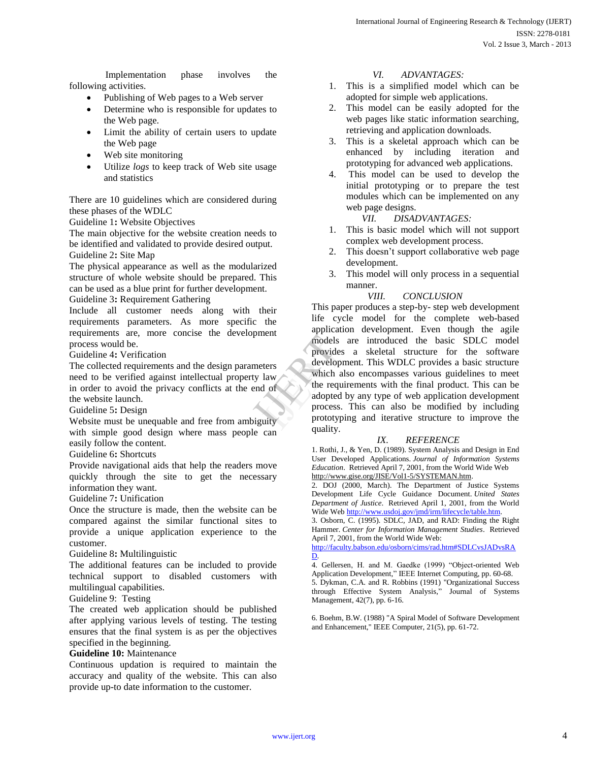Implementation phase involves the following activities.

- Publishing of Web pages to a Web server
- Determine who is responsible for updates to the Web page.
- Limit the ability of certain users to update the Web page
- Web site monitoring
- Utilize *logs* to keep track of Web site usage and statistics

There are 10 guidelines which are considered during these phases of the WDLC

Guideline 1**:** Website Objectives

The main objective for the website creation needs to be identified and validated to provide desired output.

Guideline 2**:** Site Map

The physical appearance as well as the modularized structure of whole website should be prepared. This can be used as a blue print for further development.

Guideline 3**:** Requirement Gathering

Include all customer needs along with their requirements parameters. As more specific the requirements are, more concise the development process would be.

Guideline 4**:** Verification

The collected requirements and the design parameters need to be verified against intellectual property law in order to avoid the privacy conflicts at the end of the website launch.

Guideline 5**:** Design

Website must be unequable and free from ambiguity with simple good design where mass people can easily follow the content.

Guideline 6**:** Shortcuts

Provide navigational aids that help the readers move quickly through the site to get the necessary information they want.

Guideline 7**:** Unification

Once the structure is made, then the website can be compared against the similar functional sites to provide a unique application experience to the customer.

Guideline 8**:** Multilinguistic

The additional features can be included to provide technical support to disabled customers with multilingual capabilities.

Guideline 9: Testing

The created web application should be published after applying various levels of testing. The testing ensures that the final system is as per the objectives specified in the beginning.

**Guideline 10:** Maintenance

Continuous updation is required to maintain the accuracy and quality of the website. This can also provide up-to date information to the customer.

## VI. ADVANTAGES:

1. This is a simplified model which can be adopted for simple web applications.
2. This model can be easily adopted for the web pages like static information searching, retrieving and application downloads.
3. This is a skeletal approach which can be enhanced by including iteration and prototyping for advanced web applications.
4. This model can be used to develop the initial prototyping or to prepare the test modules which can be implemented on any web page designs.

## VII. DISADVANTAGES:

1. This is basic model which will not support complex web development process.
2. This doesn't support collaborative web page development.
3. This model will only process in a sequential manner.

## VIII. CONCLUSION

This paper produces a step-by- step web development life cycle model for the complete web-based application development. Even though the agile models are introduced the basic SDLC model provides a skeletal structure for the software development. This WDLC provides a basic structure which also encompasses various guidelines to meet the requirements with the final product. This can be adopted by any type of web application development process. This can also be modified by including prototyping and iterative structure to improve the quality.

## IX. REFERENCE

1. Rothi, J., & Yen, D. (1989). System Analysis and Design in End User Developed Applications. *Journal of Information Systems Education*. Retrieved April 7, 2001, from the World Wide Web http://www.gise.org/JISE/Vol1-5/SYSTEMAN.htm.

2. DOJ (2000, March). The Department of Justice Systems Development Life Cycle Guidance Document. *United States Department of Justice*. Retrieved April 1, 2001, from the World Wide Web http://www.usdoj.gov/jmd/irm/lifecycle/table.htm.

3. Osborn, C. (1995). SDLC, JAD, and RAD: Finding the Right Hammer. *Center for Information Management Studies*. Retrieved April 7, 2001, from the World Wide Web: http://faculty.babson.edu/osborn/cims/rad.htm#SDLCvsJADvsRAD.

4. Gellersen, H. and M. Gaedke (1999) "Object-oriented Web Application Development," IEEE Internet Computing, pp. 60-68.

5. Dykman, C.A. and R. Robbins (1991) "Organizational Success through Effective System Analysis," Journal of Systems Management, 42(7), pp. 6-16.

6. Boehm, B.W. (1988) "A Spiral Model of Software Development and Enhancement," IEEE Computer, 21(5), pp. 61-72.